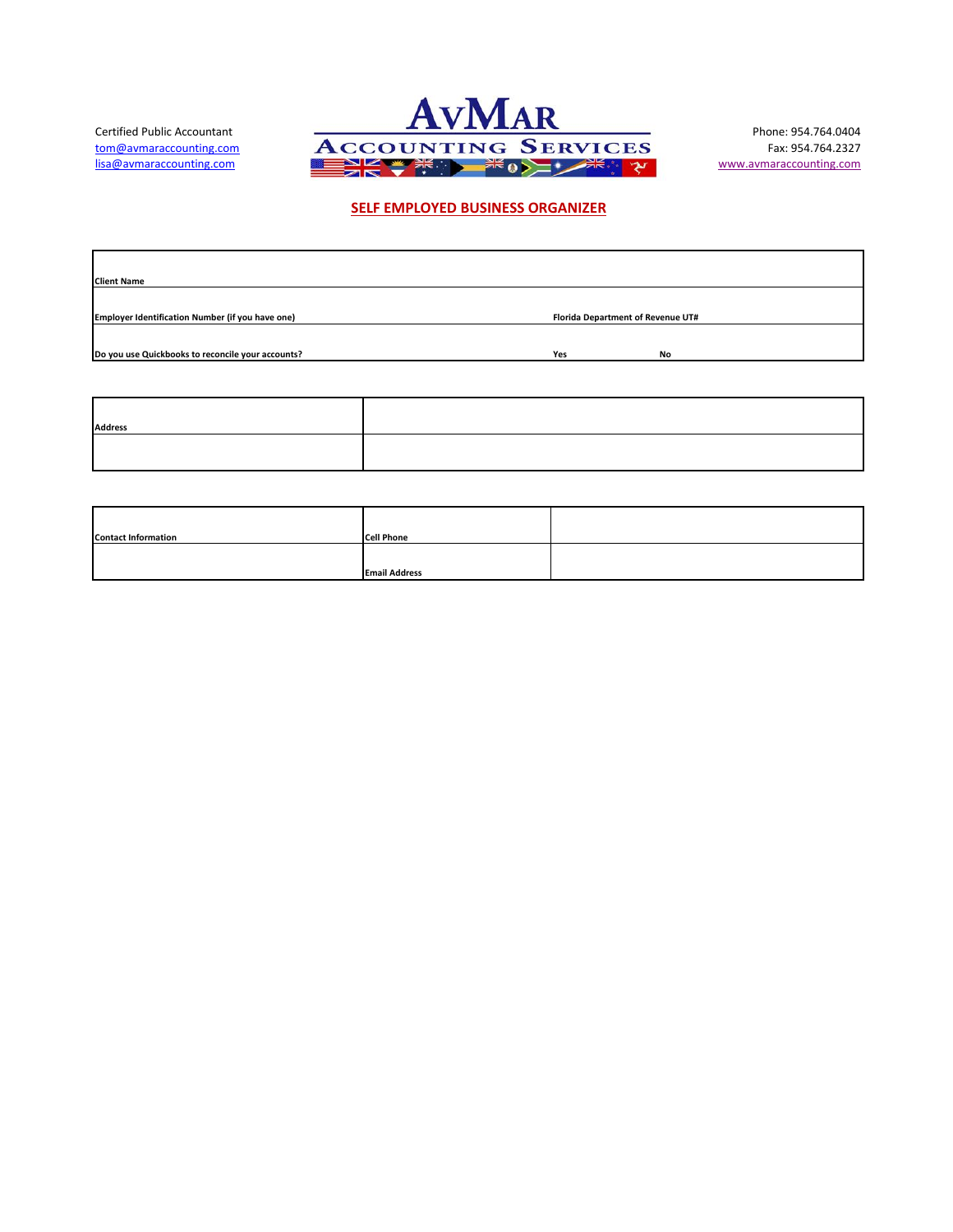Certified Public Accountant
tom@avmaraccounting.com
lisa@avmaraccounting.com

**AVMAR ACCOUNTING SERVICES**

Phone: 954.764.0404
Fax: 954.764.2327
www.avmaraccounting.com

## SELF EMPLOYED BUSINESS ORGANIZER

| | | |
|---|---|---|
| **Client Name** | | |
| **Employer Identification Number (if you have one)** | **Florida Department of Revenue UT#** | |
| **Do you use Quickbooks to reconcile your accounts?** | **Yes** | **No** |

| | |
|---|---|
| **Address** | |
| | |

| | | |
|---|---|---|
| **Contact Information** | **Cell Phone** | |
| | **Email Address** | |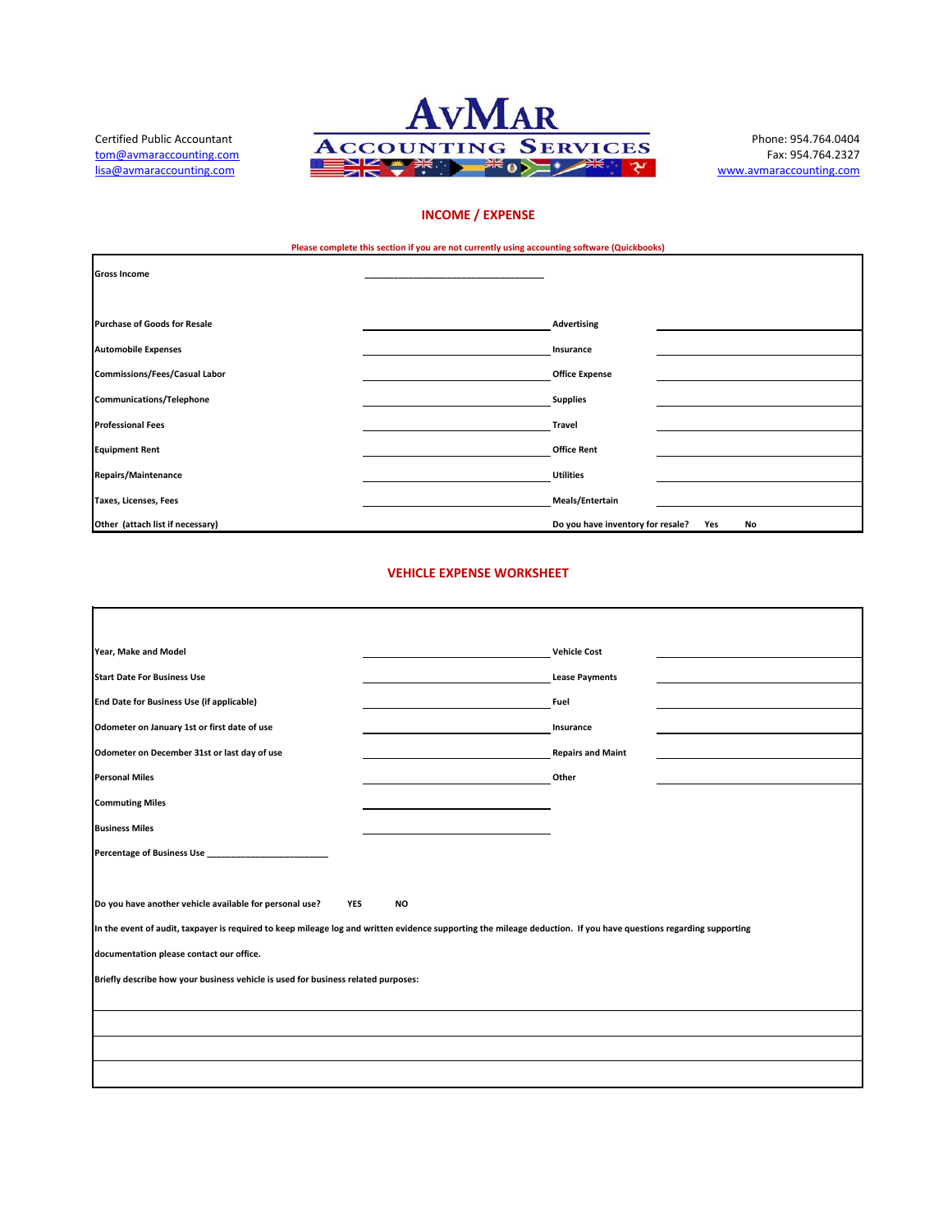Certified Public Accountant
tom@avmaraccounting.com
lisa@avmaraccounting.com

**AvMar**
**Accounting Services**

Phone: 954.764.0404
Fax: 954.764.2327
www.avmaraccounting.com

## INCOME / EXPENSE

**Please complete this section if you are not currently using accounting software (Quickbooks)**

**Gross Income** ______________________________

| | | | |
|---|---|---|---|
| **Purchase of Goods for Resale** | | **Advertising** | |
| **Automobile Expenses** | | **Insurance** | |
| **Commissions/Fees/Casual Labor** | | **Office Expense** | |
| **Communications/Telephone** | | **Supplies** | |
| **Professional Fees** | | **Travel** | |
| **Equipment Rent** | | **Office Rent** | |
| **Repairs/Maintenance** | | **Utilities** | |
| **Taxes, Licenses, Fees** | | **Meals/Entertain** | |
| **Other (attach list if necessary)** | | **Do you have inventory for resale? Yes No** | |

## VEHICLE EXPENSE WORKSHEET

| | | | |
|---|---|---|---|
| **Year, Make and Model** | | **Vehicle Cost** | |
| **Start Date For Business Use** | | **Lease Payments** | |
| **End Date for Business Use (if applicable)** | | **Fuel** | |
| **Odometer on January 1st or first date of use** | | **Insurance** | |
| **Odometer on December 31st or last day of use** | | **Repairs and Maint** | |
| **Personal Miles** | | **Other** | |
| **Commuting Miles** | | | |
| **Business Miles** | | | |

**Percentage of Business Use** ________________________

**Do you have another vehicle available for personal use? YES NO**

**In the event of audit, taxpayer is required to keep mileage log and written evidence supporting the mileage deduction. If you have questions regarding supporting documentation please contact our office.**

**Briefly describe how your business vehicle is used for business related purposes:**

_______________________________________________

_______________________________________________

_______________________________________________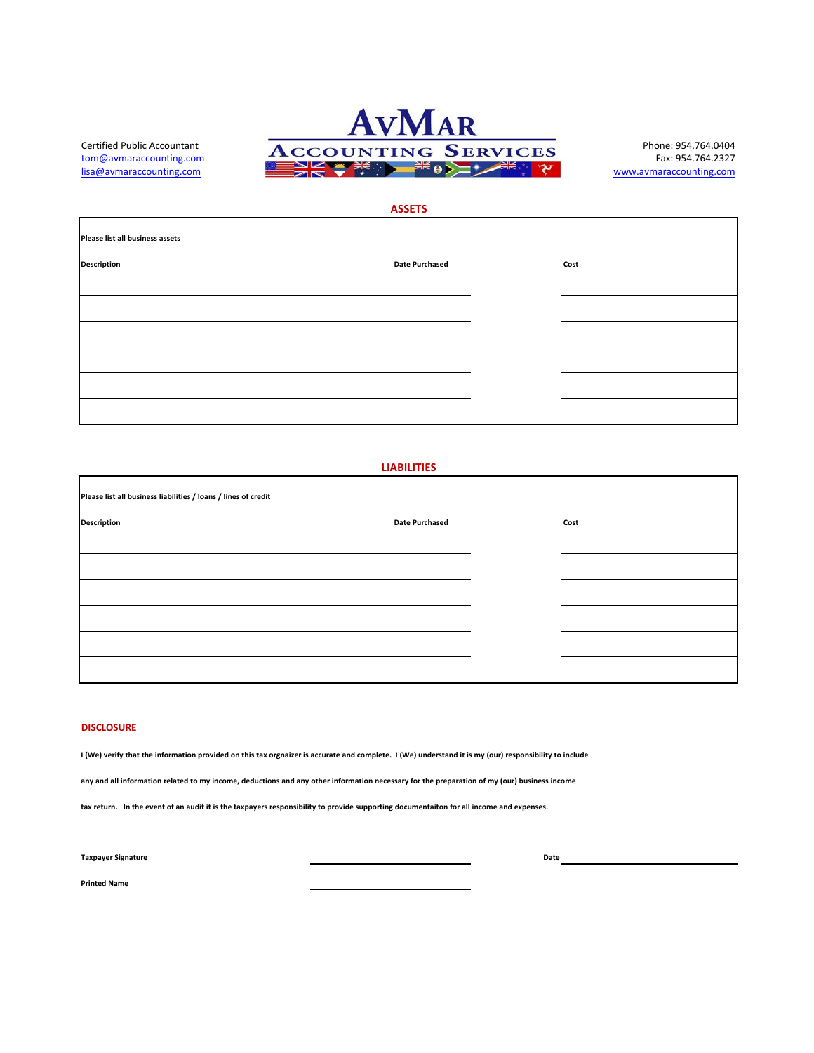Certified Public Accountant
tom@avmaraccounting.com
lisa@avmaraccounting.com

**AvMar**
**Accounting Services**

Phone: 954.764.0404
Fax: 954.764.2327
www.avmaraccounting.com

## ASSETS

**Please list all business assets**

| Description | Date Purchased | Cost |
|---|---|---|
| | | |
| | | |
| | | |
| | | |
| | | |

## LIABILITIES

**Please list all business liabilities / loans / lines of credit**

| Description | Date Purchased | Cost |
|---|---|---|
| | | |
| | | |
| | | |
| | | |
| | | |

## DISCLOSURE

**I (We) verify that the information provided on this tax orgnaizer is accurate and complete. I (We) understand it is my (our) responsibility to include any and all information related to my income, deductions and any other information necessary for the preparation of my (our) business income tax return. In the event of an audit it is the taxpayers responsibility to provide supporting documentaiton for all income and expenses.**

**Taxpayer Signature** ______________________ **Date** ______________________

**Printed Name** ______________________